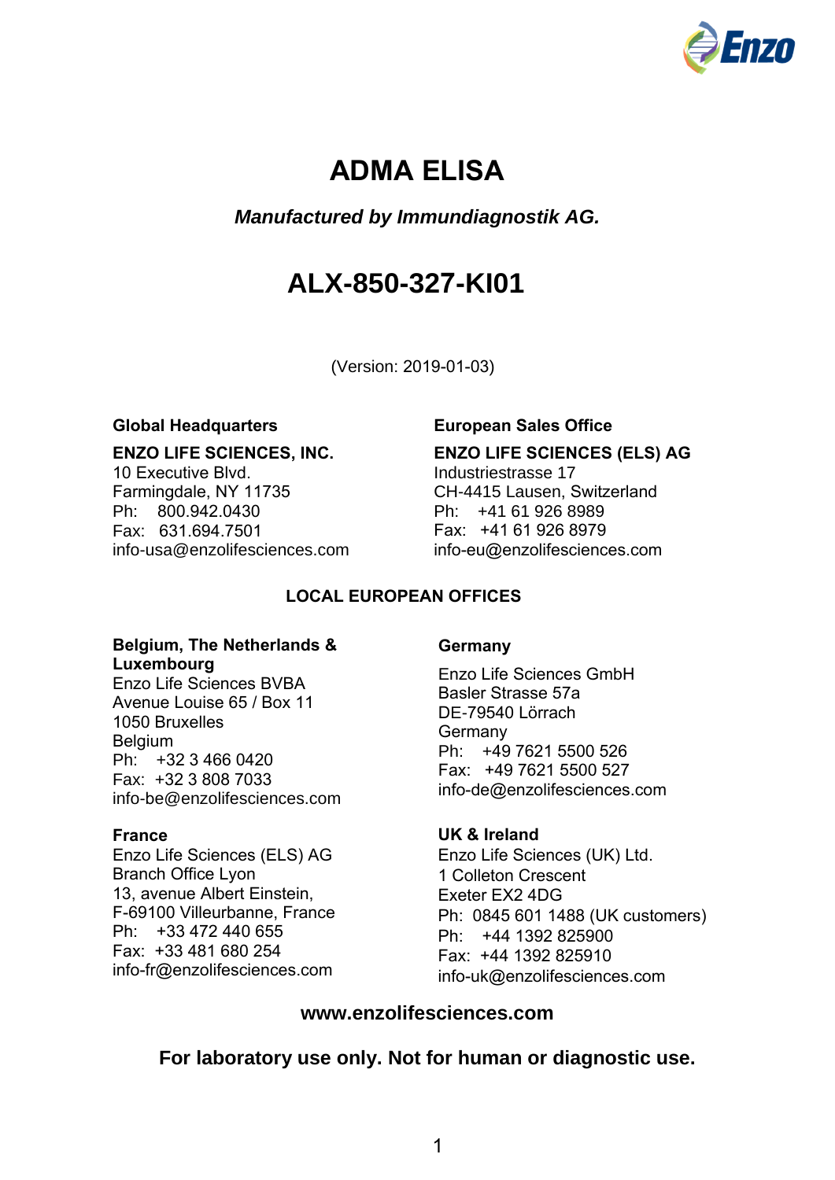# ADMA ELISA

***Manufactured by Immundiagnostik AG.***

## ALX-850-327-KI01

(Version: 2019-01-03)

**Global Headquarters**

**ENZO LIFE SCIENCES, INC.**
10 Executive Blvd.
Farmingdale, NY 11735
Ph: 800.942.0430
Fax: 631.694.7501
info-usa@enzolifesciences.com

**European Sales Office**

**ENZO LIFE SCIENCES (ELS) AG**
Industriestrasse 17
CH-4415 Lausen, Switzerland
Ph: +41 61 926 8989
Fax: +41 61 926 8979
info-eu@enzolifesciences.com

**LOCAL EUROPEAN OFFICES**

**Belgium, The Netherlands & Luxembourg**
Enzo Life Sciences BVBA
Avenue Louise 65 / Box 11
1050 Bruxelles
Belgium
Ph: +32 3 466 0420
Fax: +32 3 808 7033
info-be@enzolifesciences.com

**France**
Enzo Life Sciences (ELS) AG
Branch Office Lyon
13, avenue Albert Einstein,
F-69100 Villeurbanne, France
Ph: +33 472 440 655
Fax: +33 481 680 254
info-fr@enzolifesciences.com

**Germany**
Enzo Life Sciences GmbH
Basler Strasse 57a
DE-79540 Lörrach
Germany
Ph: +49 7621 5500 526
Fax: +49 7621 5500 527
info-de@enzolifesciences.com

**UK & Ireland**
Enzo Life Sciences (UK) Ltd.
1 Colleton Crescent
Exeter EX2 4DG
Ph: 0845 601 1488 (UK customers)
Ph: +44 1392 825900
Fax: +44 1392 825910
info-uk@enzolifesciences.com

**www.enzolifesciences.com**

**For laboratory use only. Not for human or diagnostic use.**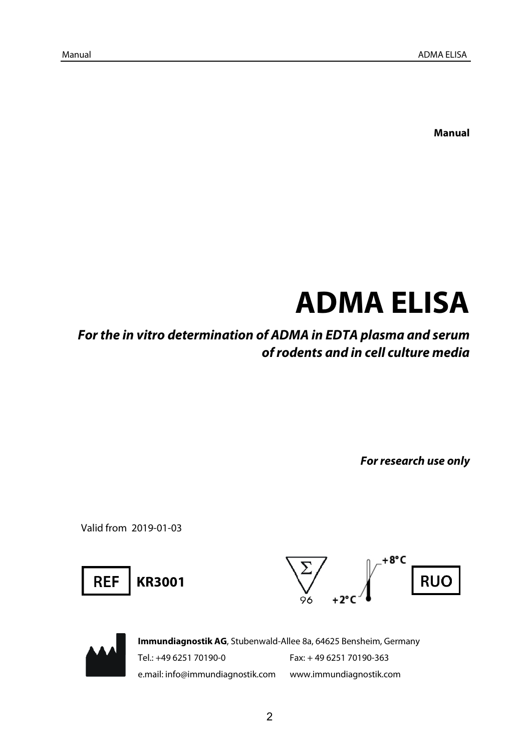**Manual**

# ADMA ELISA

***For the in vitro determination of ADMA in EDTA plasma and serum of rodents and in cell culture media***

***For research use only***

Valid from 2019-01-03

REF **KR3001**

96

+2°C +8°C

RUO

**Immundiagnostik AG**, Stubenwald-Allee 8a, 64625 Bensheim, Germany

Tel.: +49 6251 70190-0 Fax: + 49 6251 70190-363

e.mail: info@immundiagnostik.com www.immundiagnostik.com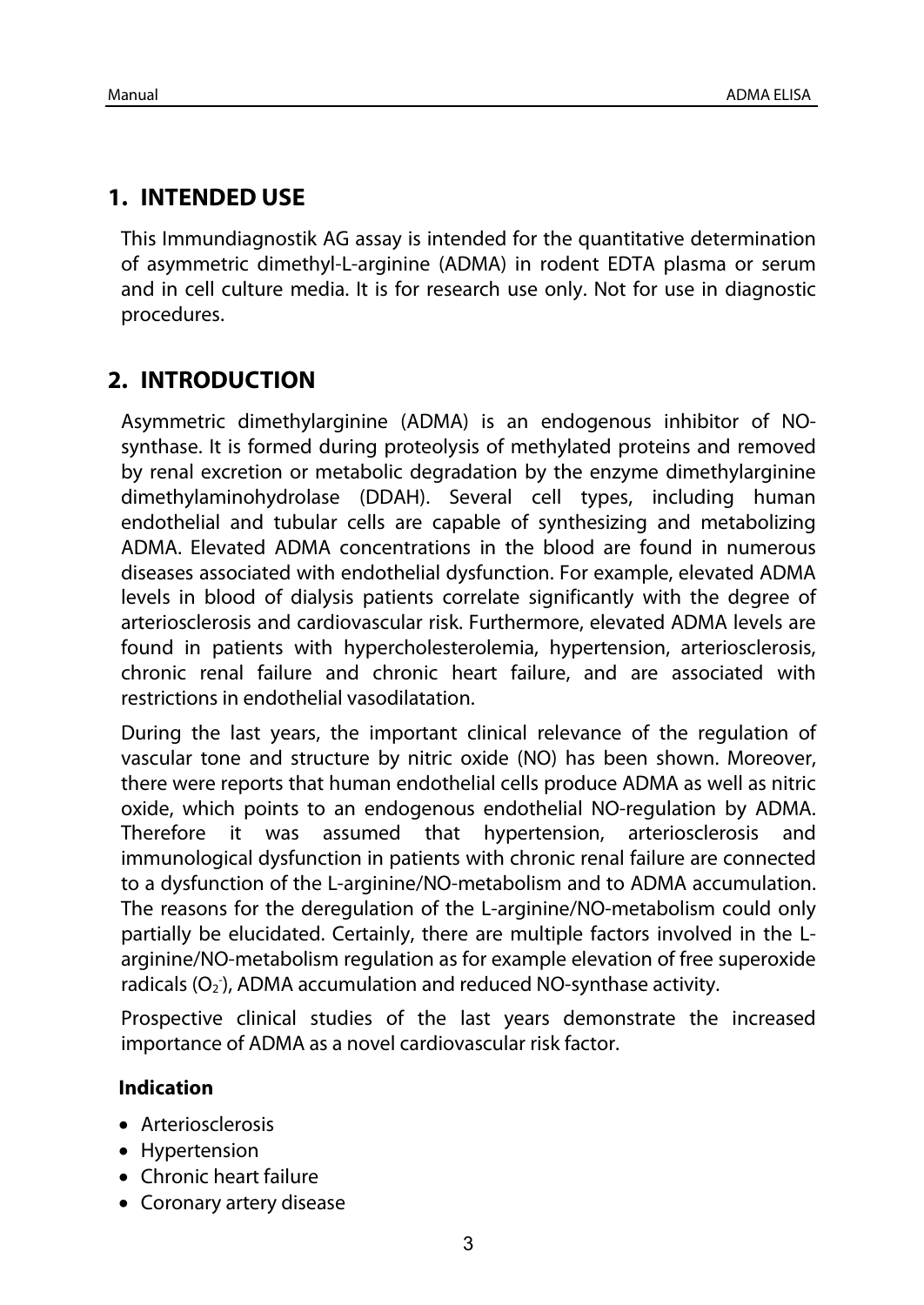## 1. INTENDED USE

This Immundiagnostik AG assay is intended for the quantitative determination of asymmetric dimethyl-L-arginine (ADMA) in rodent EDTA plasma or serum and in cell culture media. It is for research use only. Not for use in diagnostic procedures.

## 2. INTRODUCTION

Asymmetric dimethylarginine (ADMA) is an endogenous inhibitor of NO-synthase. It is formed during proteolysis of methylated proteins and removed by renal excretion or metabolic degradation by the enzyme dimethylarginine dimethylaminohydrolase (DDAH). Several cell types, including human endothelial and tubular cells are capable of synthesizing and metabolizing ADMA. Elevated ADMA concentrations in the blood are found in numerous diseases associated with endothelial dysfunction. For example, elevated ADMA levels in blood of dialysis patients correlate significantly with the degree of arteriosclerosis and cardiovascular risk. Furthermore, elevated ADMA levels are found in patients with hypercholesterolemia, hypertension, arteriosclerosis, chronic renal failure and chronic heart failure, and are associated with restrictions in endothelial vasodilatation.

During the last years, the important clinical relevance of the regulation of vascular tone and structure by nitric oxide (NO) has been shown. Moreover, there were reports that human endothelial cells produce ADMA as well as nitric oxide, which points to an endogenous endothelial NO-regulation by ADMA. Therefore it was assumed that hypertension, arteriosclerosis and immunological dysfunction in patients with chronic renal failure are connected to a dysfunction of the L-arginine/NO-metabolism and to ADMA accumulation. The reasons for the deregulation of the L-arginine/NO-metabolism could only partially be elucidated. Certainly, there are multiple factors involved in the L-arginine/NO-metabolism regulation as for example elevation of free superoxide radicals ($O_2^-$), ADMA accumulation and reduced NO-synthase activity.

Prospective clinical studies of the last years demonstrate the increased importance of ADMA as a novel cardiovascular risk factor.

**Indication**

- Arteriosclerosis
- Hypertension
- Chronic heart failure
- Coronary artery disease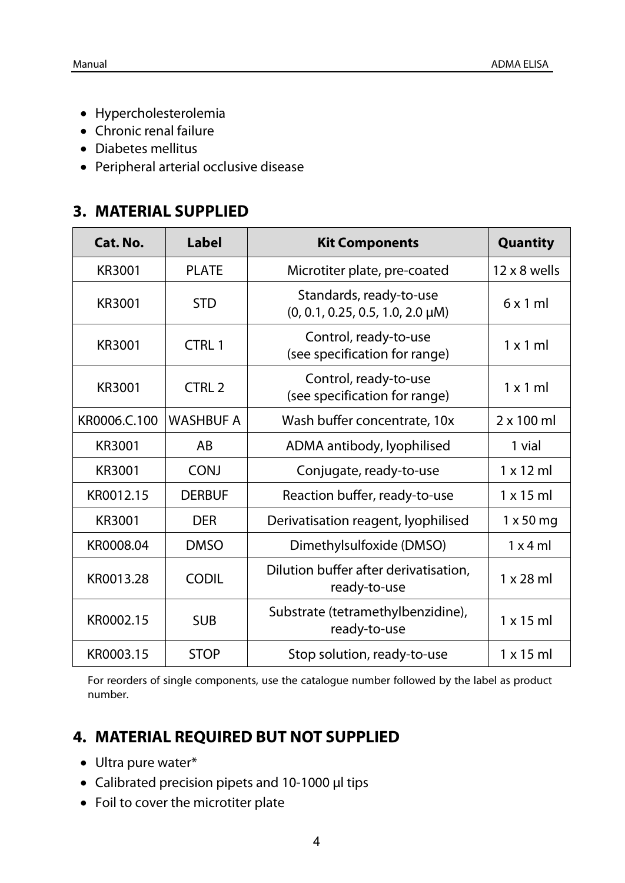- Hypercholesterolemia
- Chronic renal failure
- Diabetes mellitus
- Peripheral arterial occlusive disease

## 3. MATERIAL SUPPLIED

| Cat. No. | Label | Kit Components | Quantity |
|---|---|---|---|
| KR3001 | PLATE | Microtiter plate, pre-coated | 12 x 8 wells |
| KR3001 | STD | Standards, ready-to-use (0, 0.1, 0.25, 0.5, 1.0, 2.0 µM) | 6 x 1 ml |
| KR3001 | CTRL 1 | Control, ready-to-use (see specification for range) | 1 x 1 ml |
| KR3001 | CTRL 2 | Control, ready-to-use (see specification for range) | 1 x 1 ml |
| KR0006.C.100 | WASHBUF A | Wash buffer concentrate, 10x | 2 x 100 ml |
| KR3001 | AB | ADMA antibody, lyophilised | 1 vial |
| KR3001 | CONJ | Conjugate, ready-to-use | 1 x 12 ml |
| KR0012.15 | DERBUF | Reaction buffer, ready-to-use | 1 x 15 ml |
| KR3001 | DER | Derivatisation reagent, lyophilised | 1 x 50 mg |
| KR0008.04 | DMSO | Dimethylsulfoxide (DMSO) | 1 x 4 ml |
| KR0013.28 | CODIL | Dilution buffer after derivatisation, ready-to-use | 1 x 28 ml |
| KR0002.15 | SUB | Substrate (tetramethylbenzidine), ready-to-use | 1 x 15 ml |
| KR0003.15 | STOP | Stop solution, ready-to-use | 1 x 15 ml |

For reorders of single components, use the catalogue number followed by the label as product number.

## 4. MATERIAL REQUIRED BUT NOT SUPPLIED

- Ultra pure water*
- Calibrated precision pipets and 10-1000 µl tips
- Foil to cover the microtiter plate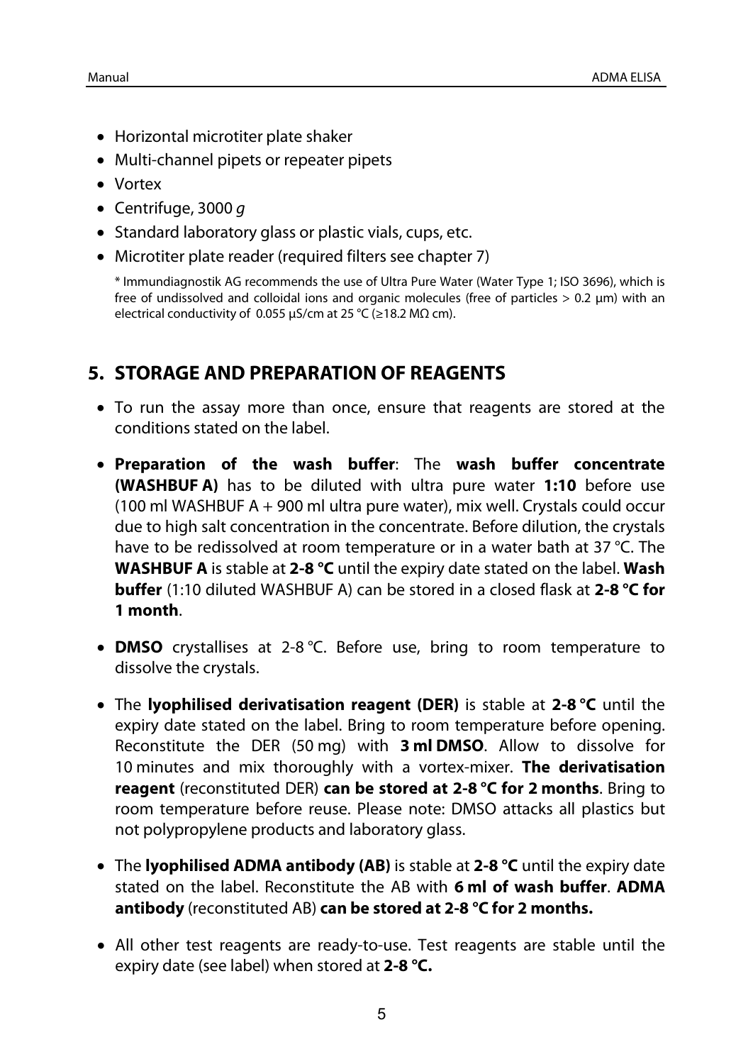- Horizontal microtiter plate shaker
- Multi-channel pipets or repeater pipets
- Vortex
- Centrifuge, 3000 *g*
- Standard laboratory glass or plastic vials, cups, etc.
- Microtiter plate reader (required filters see chapter 7)

\* Immundiagnostik AG recommends the use of Ultra Pure Water (Water Type 1; ISO 3696), which is free of undissolved and colloidal ions and organic molecules (free of particles > 0.2 µm) with an electrical conductivity of 0.055 µS/cm at 25 °C (≥18.2 MΩ cm).

## 5. STORAGE AND PREPARATION OF REAGENTS

- To run the assay more than once, ensure that reagents are stored at the conditions stated on the label.
- **Preparation of the wash buffer**: The **wash buffer concentrate (WASHBUF A)** has to be diluted with ultra pure water **1:10** before use (100 ml WASHBUF A + 900 ml ultra pure water), mix well. Crystals could occur due to high salt concentration in the concentrate. Before dilution, the crystals have to be redissolved at room temperature or in a water bath at 37 °C. The **WASHBUF A** is stable at **2-8 °C** until the expiry date stated on the label. **Wash buffer** (1:10 diluted WASHBUF A) can be stored in a closed flask at **2-8 °C for 1 month**.
- **DMSO** crystallises at 2-8 °C. Before use, bring to room temperature to dissolve the crystals.
- The **lyophilised derivatisation reagent (DER)** is stable at **2-8 °C** until the expiry date stated on the label. Bring to room temperature before opening. Reconstitute the DER (50 mg) with **3 ml DMSO**. Allow to dissolve for 10 minutes and mix thoroughly with a vortex-mixer. **The derivatisation reagent** (reconstituted DER) **can be stored at 2-8 °C for 2 months**. Bring to room temperature before reuse. Please note: DMSO attacks all plastics but not polypropylene products and laboratory glass.
- The **lyophilised ADMA antibody (AB)** is stable at **2-8 °C** until the expiry date stated on the label. Reconstitute the AB with **6 ml of wash buffer**. **ADMA antibody** (reconstituted AB) **can be stored at 2-8 °C for 2 months.**
- All other test reagents are ready-to-use. Test reagents are stable until the expiry date (see label) when stored at **2-8 °C.**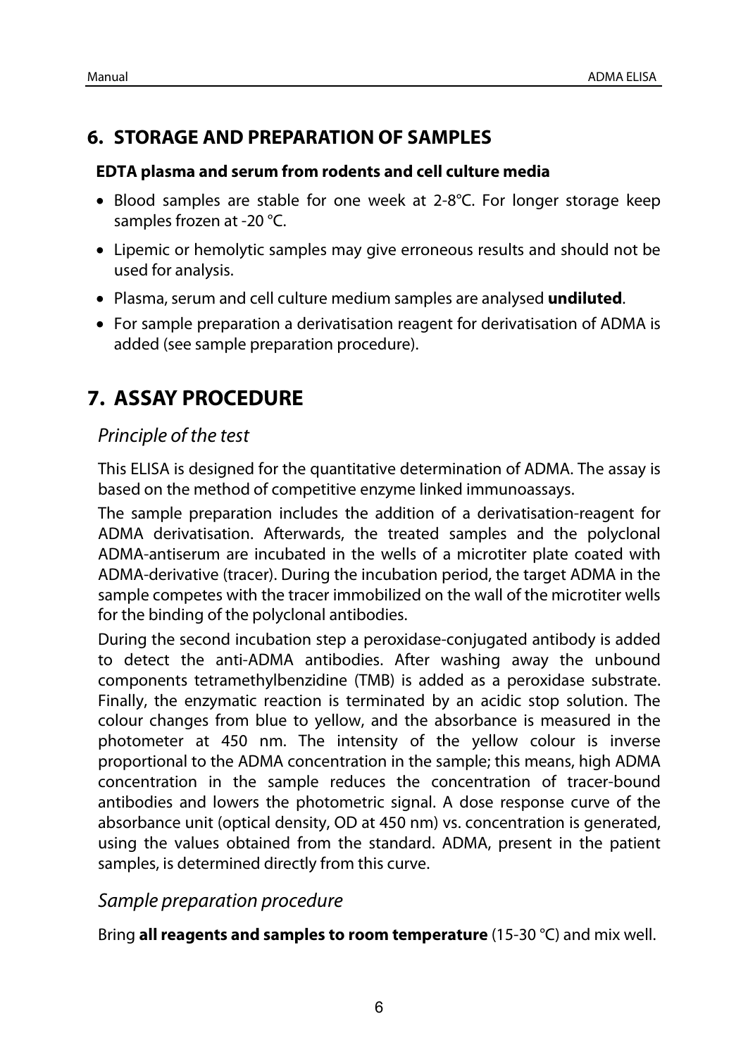## 6. STORAGE AND PREPARATION OF SAMPLES

**EDTA plasma and serum from rodents and cell culture media**

- Blood samples are stable for one week at 2-8°C. For longer storage keep samples frozen at -20 °C.
- Lipemic or hemolytic samples may give erroneous results and should not be used for analysis.
- Plasma, serum and cell culture medium samples are analysed **undiluted**.
- For sample preparation a derivatisation reagent for derivatisation of ADMA is added (see sample preparation procedure).

## 7. ASSAY PROCEDURE

### *Principle of the test*

This ELISA is designed for the quantitative determination of ADMA. The assay is based on the method of competitive enzyme linked immunoassays.

The sample preparation includes the addition of a derivatisation-reagent for ADMA derivatisation. Afterwards, the treated samples and the polyclonal ADMA-antiserum are incubated in the wells of a microtiter plate coated with ADMA-derivative (tracer). During the incubation period, the target ADMA in the sample competes with the tracer immobilized on the wall of the microtiter wells for the binding of the polyclonal antibodies.

During the second incubation step a peroxidase-conjugated antibody is added to detect the anti-ADMA antibodies. After washing away the unbound components tetramethylbenzidine (TMB) is added as a peroxidase substrate. Finally, the enzymatic reaction is terminated by an acidic stop solution. The colour changes from blue to yellow, and the absorbance is measured in the photometer at 450 nm. The intensity of the yellow colour is inverse proportional to the ADMA concentration in the sample; this means, high ADMA concentration in the sample reduces the concentration of tracer-bound antibodies and lowers the photometric signal. A dose response curve of the absorbance unit (optical density, OD at 450 nm) vs. concentration is generated, using the values obtained from the standard. ADMA, present in the patient samples, is determined directly from this curve.

### *Sample preparation procedure*

Bring **all reagents and samples to room temperature** (15-30 °C) and mix well.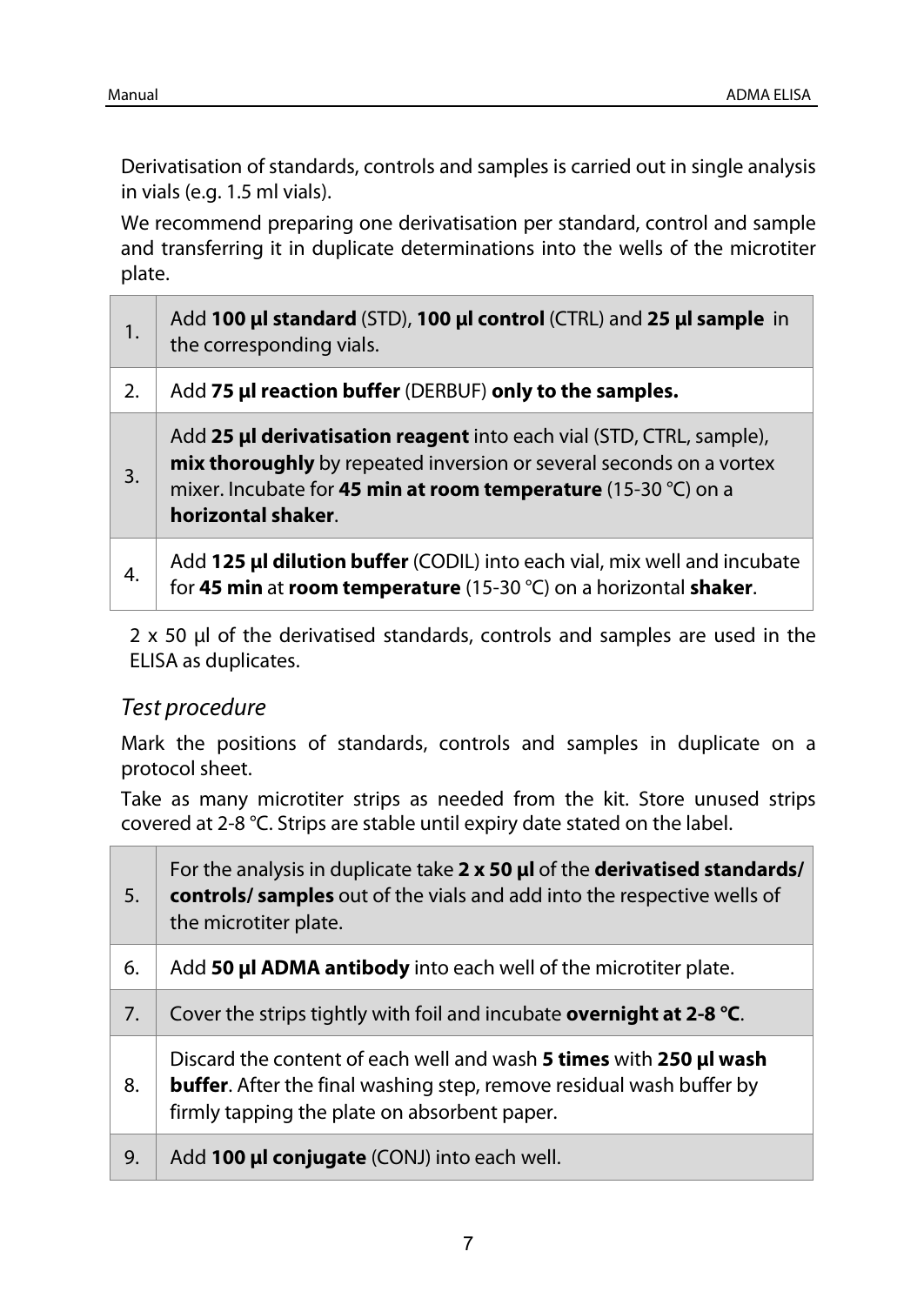Derivatisation of standards, controls and samples is carried out in single analysis in vials (e.g. 1.5 ml vials).

We recommend preparing one derivatisation per standard, control and sample and transferring it in duplicate determinations into the wells of the microtiter plate.

| | |
|---|---|
| 1. | Add **100 µl standard** (STD), **100 µl control** (CTRL) and **25 µl sample** in the corresponding vials. |
| 2. | Add **75 µl reaction buffer** (DERBUF) **only to the samples.** |
| 3. | Add **25 µl derivatisation reagent** into each vial (STD, CTRL, sample), **mix thoroughly** by repeated inversion or several seconds on a vortex mixer. Incubate for **45 min at room temperature** (15-30 °C) on a **horizontal shaker**. |
| 4. | Add **125 µl dilution buffer** (CODIL) into each vial, mix well and incubate for **45 min** at **room temperature** (15-30 °C) on a horizontal **shaker**. |

2 x 50 µl of the derivatised standards, controls and samples are used in the ELISA as duplicates.

## *Test procedure*

Mark the positions of standards, controls and samples in duplicate on a protocol sheet.

Take as many microtiter strips as needed from the kit. Store unused strips covered at 2-8 °C. Strips are stable until expiry date stated on the label.

| | |
|---|---|
| 5. | For the analysis in duplicate take **2 x 50 µl** of the **derivatised standards/ controls/ samples** out of the vials and add into the respective wells of the microtiter plate. |
| 6. | Add **50 µl ADMA antibody** into each well of the microtiter plate. |
| 7. | Cover the strips tightly with foil and incubate **overnight at 2-8 °C**. |
| 8. | Discard the content of each well and wash **5 times** with **250 µl wash buffer**. After the final washing step, remove residual wash buffer by firmly tapping the plate on absorbent paper. |
| 9. | Add **100 µl conjugate** (CONJ) into each well. |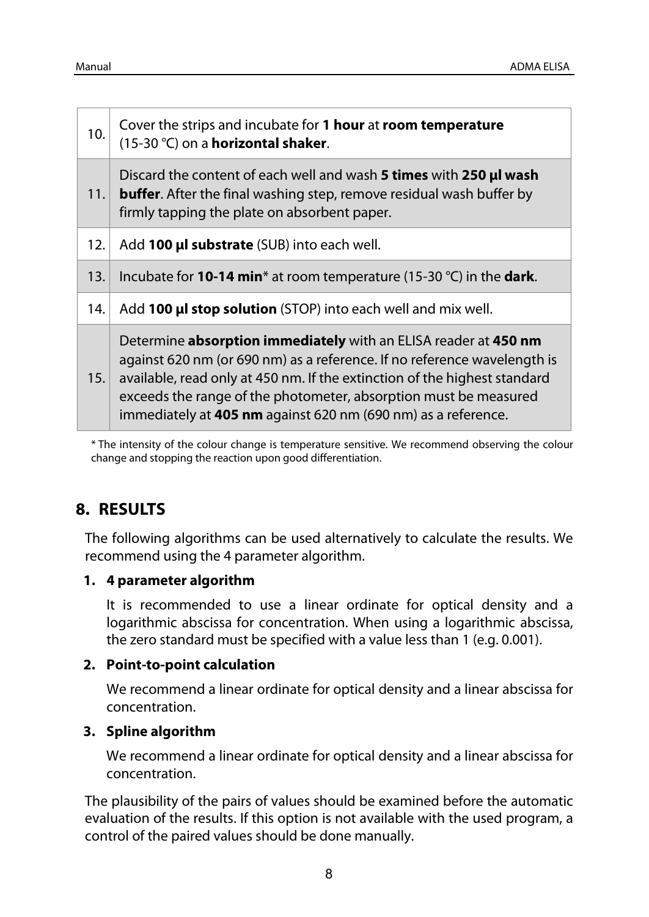| | |
|---|---|
| 10. | Cover the strips and incubate for **1 hour** at **room temperature** (15-30 °C) on a **horizontal shaker**. |
| 11. | Discard the content of each well and wash **5 times** with **250 µl wash buffer**. After the final washing step, remove residual wash buffer by firmly tapping the plate on absorbent paper. |
| 12. | Add **100 µl substrate** (SUB) into each well. |
| 13. | Incubate for **10-14 min*** at room temperature (15-30 °C) in the **dark**. |
| 14. | Add **100 µl stop solution** (STOP) into each well and mix well. |
| 15. | Determine **absorption immediately** with an ELISA reader at **450 nm** against 620 nm (or 690 nm) as a reference. If no reference wavelength is available, read only at 450 nm. If the extinction of the highest standard exceeds the range of the photometer, absorption must be measured immediately at **405 nm** against 620 nm (690 nm) as a reference. |

* The intensity of the colour change is temperature sensitive. We recommend observing the colour change and stopping the reaction upon good differentiation.

## 8. RESULTS

The following algorithms can be used alternatively to calculate the results. We recommend using the 4 parameter algorithm.

**1. 4 parameter algorithm**

It is recommended to use a linear ordinate for optical density and a logarithmic abscissa for concentration. When using a logarithmic abscissa, the zero standard must be specified with a value less than 1 (e.g. 0.001).

**2. Point-to-point calculation**

We recommend a linear ordinate for optical density and a linear abscissa for concentration.

**3. Spline algorithm**

We recommend a linear ordinate for optical density and a linear abscissa for concentration.

The plausibility of the pairs of values should be examined before the automatic evaluation of the results. If this option is not available with the used program, a control of the paired values should be done manually.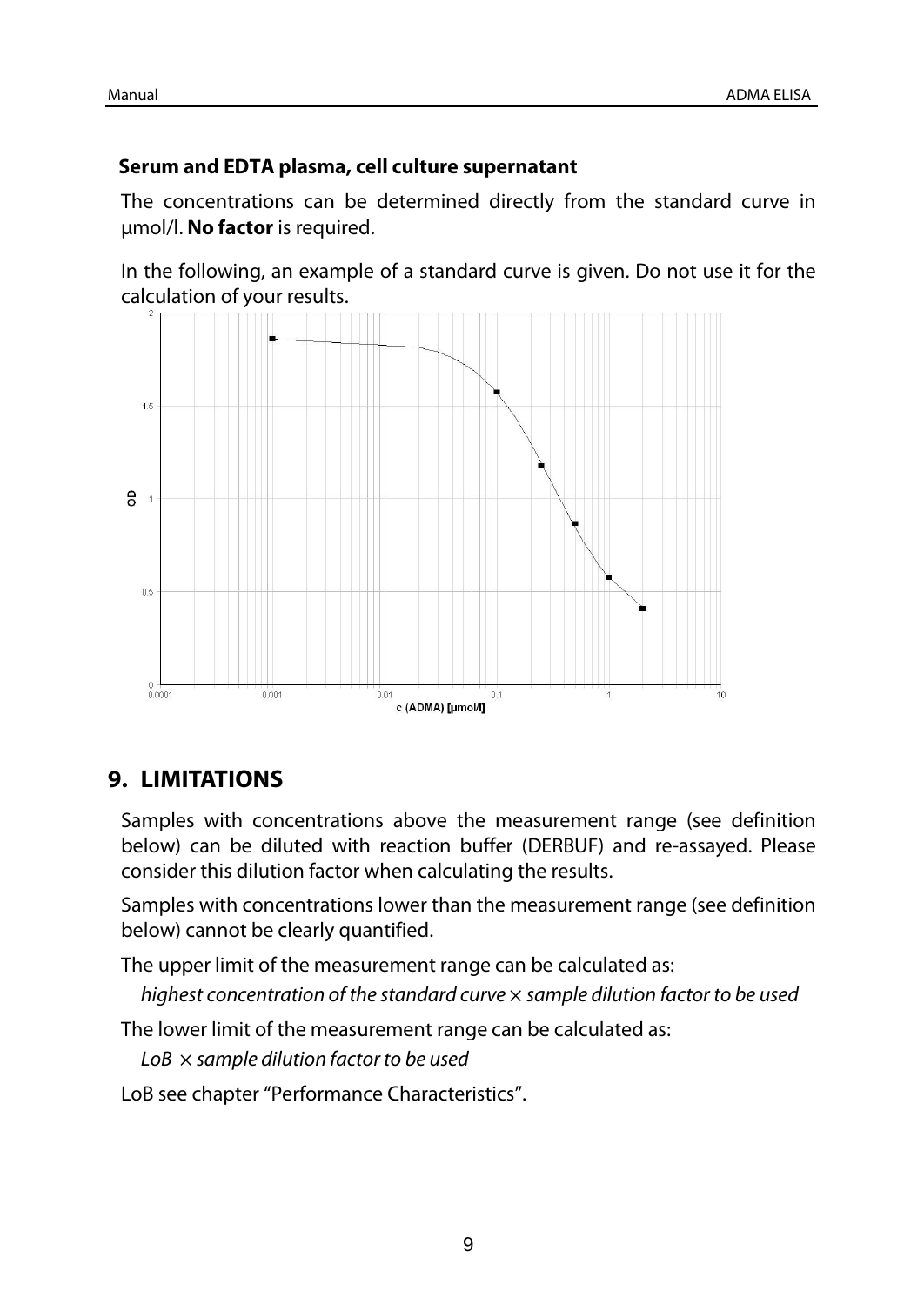**Serum and EDTA plasma, cell culture supernatant**

The concentrations can be determined directly from the standard curve in µmol/l. **No factor** is required.

In the following, an example of a standard curve is given. Do not use it for the calculation of your results.

OD

2
1.5
1
0.5
0

0.0001
0.001
0.01
0.1
1
10

c (ADMA) [µmol/l]

## 9. LIMITATIONS

Samples with concentrations above the measurement range (see definition below) can be diluted with reaction buffer (DERBUF) and re-assayed. Please consider this dilution factor when calculating the results.

Samples with concentrations lower than the measurement range (see definition below) cannot be clearly quantified.

The upper limit of the measurement range can be calculated as:

*highest concentration of the standard curve × sample dilution factor to be used*

The lower limit of the measurement range can be calculated as:

*LoB × sample dilution factor to be used*

LoB see chapter "Performance Characteristics".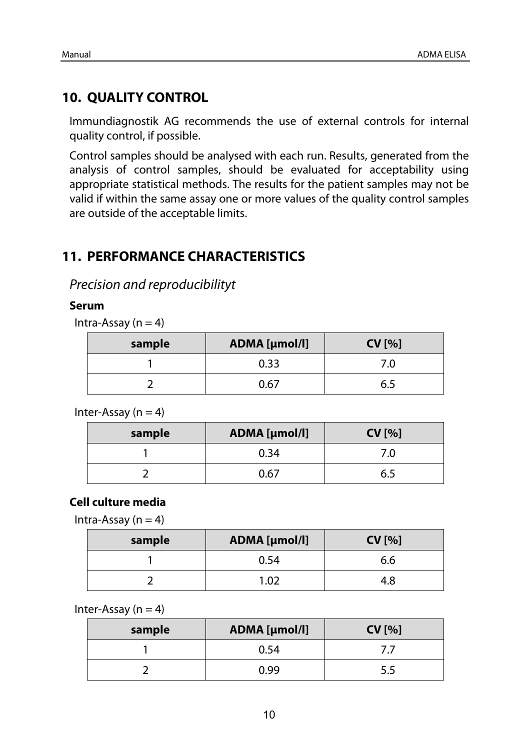## 10. QUALITY CONTROL

Immundiagnostik AG recommends the use of external controls for internal quality control, if possible.

Control samples should be analysed with each run. Results, generated from the analysis of control samples, should be evaluated for acceptability using appropriate statistical methods. The results for the patient samples may not be valid if within the same assay one or more values of the quality control samples are outside of the acceptable limits.

## 11. PERFORMANCE CHARACTERISTICS

### *Precision and reproducibilityt*

**Serum**

Intra-Assay (n = 4)

| sample | ADMA [µmol/l] | CV [%] |
|---|---|---|
| 1 | 0.33 | 7.0 |
| 2 | 0.67 | 6.5 |

Inter-Assay (n = 4)

| sample | ADMA [µmol/l] | CV [%] |
|---|---|---|
| 1 | 0.34 | 7.0 |
| 2 | 0.67 | 6.5 |

**Cell culture media**

Intra-Assay (n = 4)

| sample | ADMA [µmol/l] | CV [%] |
|---|---|---|
| 1 | 0.54 | 6.6 |
| 2 | 1.02 | 4.8 |

Inter-Assay (n = 4)

| sample | ADMA [µmol/l] | CV [%] |
|---|---|---|
| 1 | 0.54 | 7.7 |
| 2 | 0.99 | 5.5 |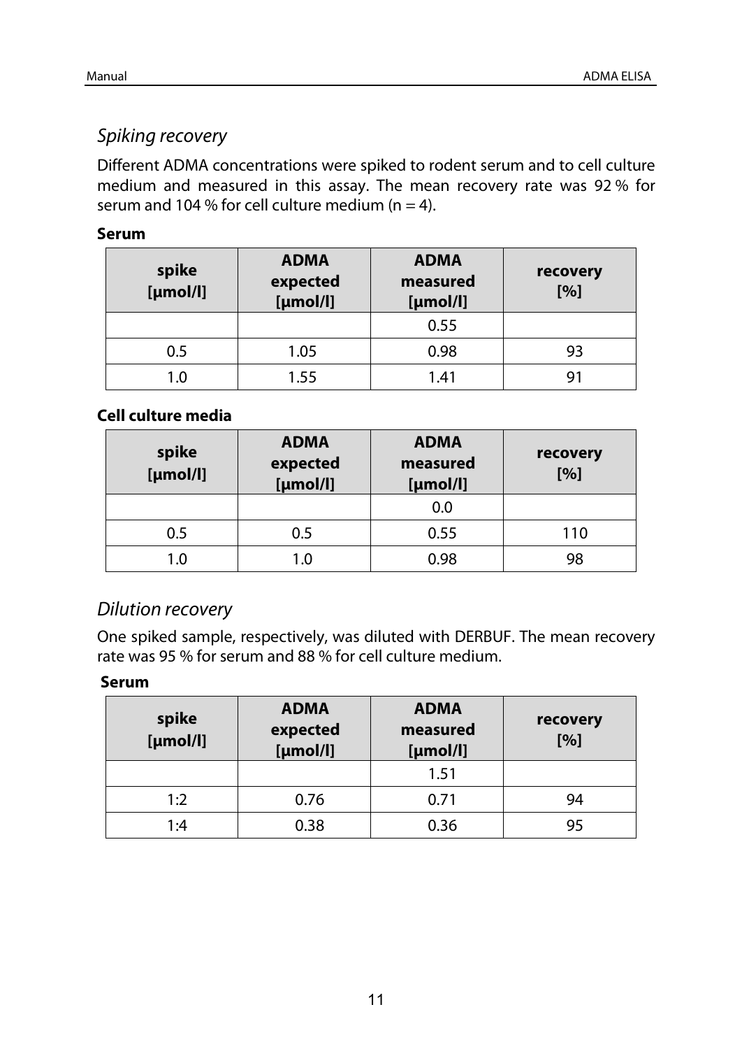## *Spiking recovery*

Different ADMA concentrations were spiked to rodent serum and to cell culture medium and measured in this assay. The mean recovery rate was 92 % for serum and 104 % for cell culture medium (n = 4).

**Serum**

| spike [µmol/l] | ADMA expected [µmol/l] | ADMA measured [µmol/l] | recovery [%] |
|---|---|---|---|
| | | 0.55 | |
| 0.5 | 1.05 | 0.98 | 93 |
| 1.0 | 1.55 | 1.41 | 91 |

**Cell culture media**

| spike [µmol/l] | ADMA expected [µmol/l] | ADMA measured [µmol/l] | recovery [%] |
|---|---|---|---|
| | | 0.0 | |
| 0.5 | 0.5 | 0.55 | 110 |
| 1.0 | 1.0 | 0.98 | 98 |

## *Dilution recovery*

One spiked sample, respectively, was diluted with DERBUF. The mean recovery rate was 95 % for serum and 88 % for cell culture medium.

**Serum**

| spike [µmol/l] | ADMA expected [µmol/l] | ADMA measured [µmol/l] | recovery [%] |
|---|---|---|---|
| | | 1.51 | |
| 1:2 | 0.76 | 0.71 | 94 |
| 1:4 | 0.38 | 0.36 | 95 |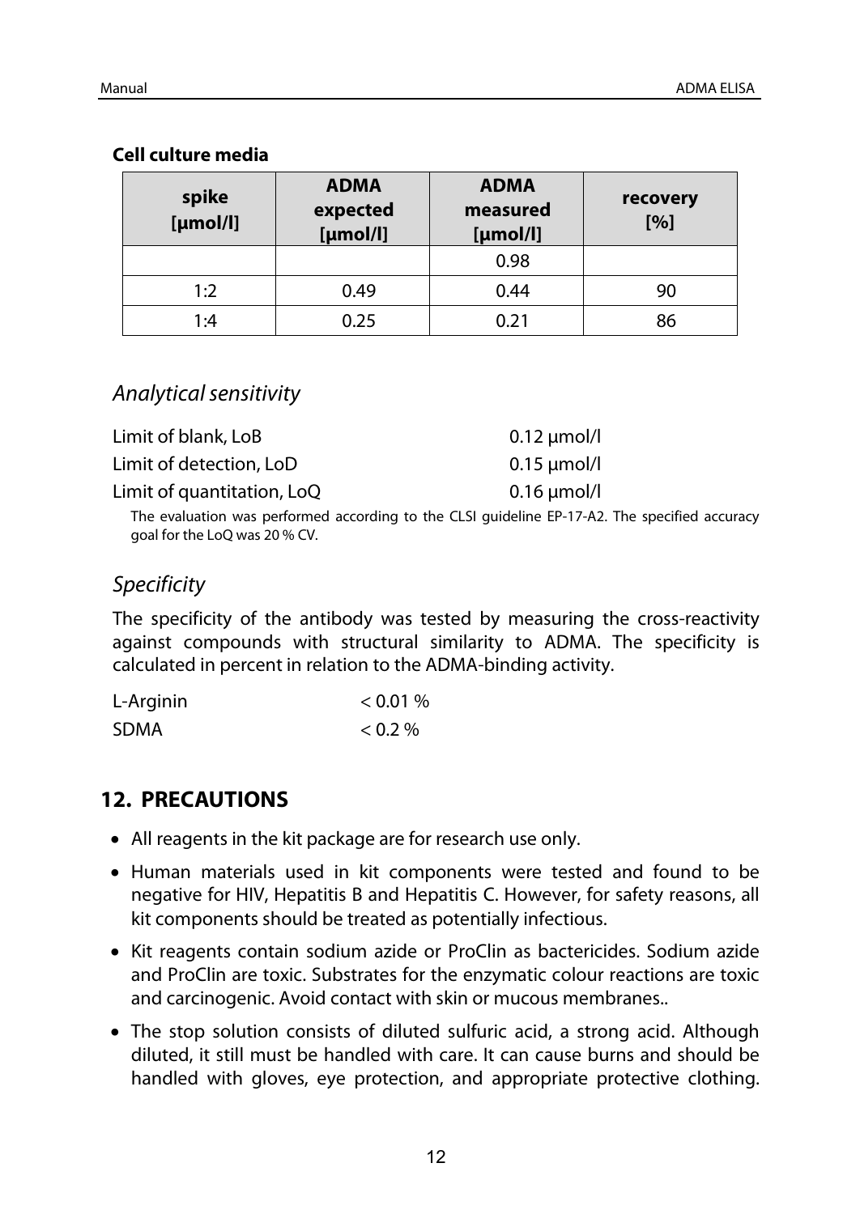**Cell culture media**

| spike [µmol/l] | ADMA expected [µmol/l] | ADMA measured [µmol/l] | recovery [%] |
|---|---|---|---|
| | | 0.98 | |
| 1:2 | 0.49 | 0.44 | 90 |
| 1:4 | 0.25 | 0.21 | 86 |

### *Analytical sensitivity*

| | |
|---|---|
| Limit of blank, LoB | 0.12 µmol/l |
| Limit of detection, LoD | 0.15 µmol/l |
| Limit of quantitation, LoQ | 0.16 µmol/l |

The evaluation was performed according to the CLSI guideline EP-17-A2. The specified accuracy goal for the LoQ was 20 % CV.

### *Specificity*

The specificity of the antibody was tested by measuring the cross-reactivity against compounds with structural similarity to ADMA. The specificity is calculated in percent in relation to the ADMA-binding activity.

| | |
|---|---|
| L-Arginin | < 0.01 % |
| SDMA | < 0.2 % |

## 12. PRECAUTIONS

- All reagents in the kit package are for research use only.
- Human materials used in kit components were tested and found to be negative for HIV, Hepatitis B and Hepatitis C. However, for safety reasons, all kit components should be treated as potentially infectious.
- Kit reagents contain sodium azide or ProClin as bactericides. Sodium azide and ProClin are toxic. Substrates for the enzymatic colour reactions are toxic and carcinogenic. Avoid contact with skin or mucous membranes..
- The stop solution consists of diluted sulfuric acid, a strong acid. Although diluted, it still must be handled with care. It can cause burns and should be handled with gloves, eye protection, and appropriate protective clothing.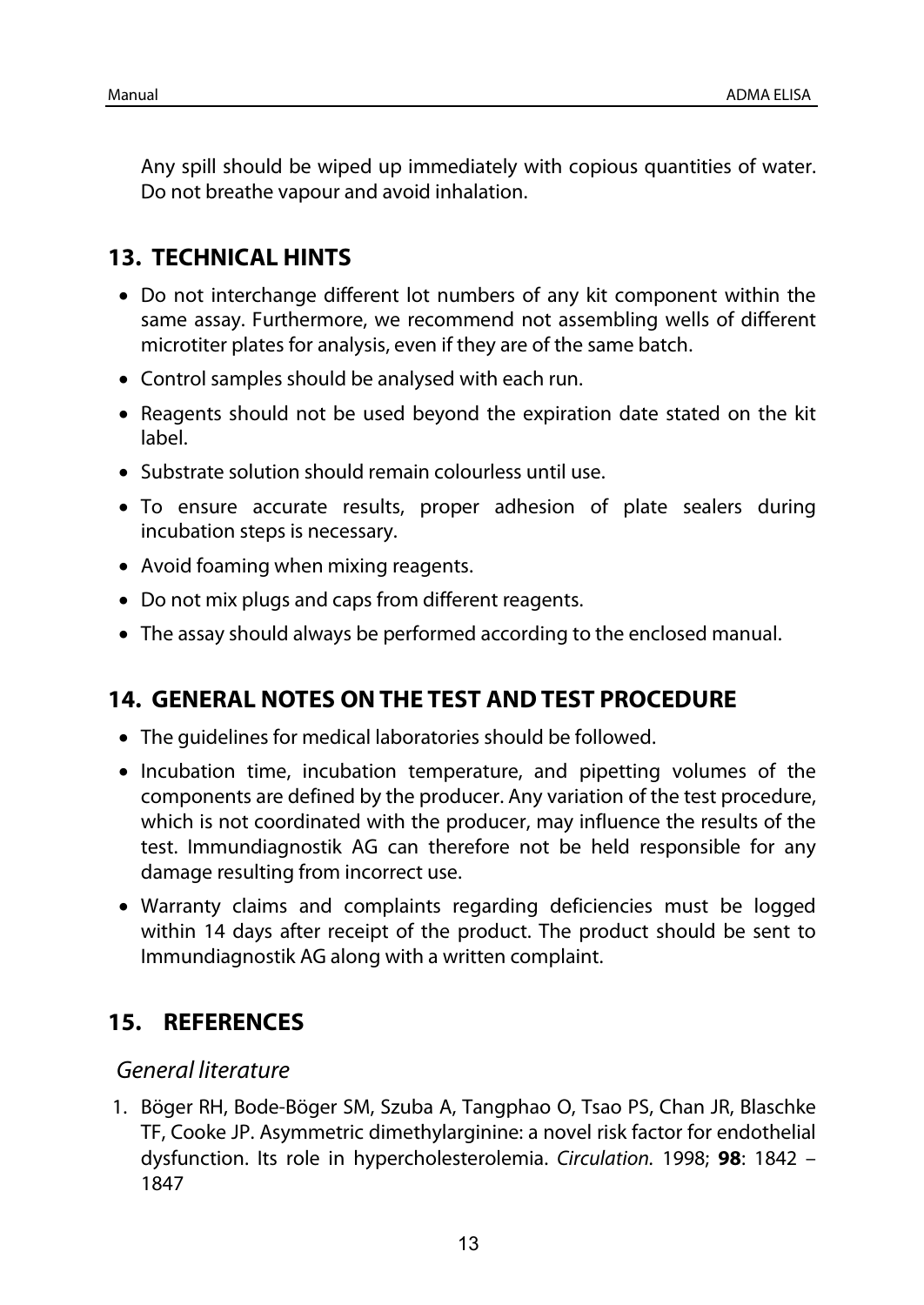Any spill should be wiped up immediately with copious quantities of water. Do not breathe vapour and avoid inhalation.

## 13. TECHNICAL HINTS

- Do not interchange different lot numbers of any kit component within the same assay. Furthermore, we recommend not assembling wells of different microtiter plates for analysis, even if they are of the same batch.
- Control samples should be analysed with each run.
- Reagents should not be used beyond the expiration date stated on the kit label.
- Substrate solution should remain colourless until use.
- To ensure accurate results, proper adhesion of plate sealers during incubation steps is necessary.
- Avoid foaming when mixing reagents.
- Do not mix plugs and caps from different reagents.
- The assay should always be performed according to the enclosed manual.

## 14. GENERAL NOTES ON THE TEST AND TEST PROCEDURE

- The guidelines for medical laboratories should be followed.
- Incubation time, incubation temperature, and pipetting volumes of the components are defined by the producer. Any variation of the test procedure, which is not coordinated with the producer, may influence the results of the test. Immundiagnostik AG can therefore not be held responsible for any damage resulting from incorrect use.
- Warranty claims and complaints regarding deficiencies must be logged within 14 days after receipt of the product. The product should be sent to Immundiagnostik AG along with a written complaint.

## 15. REFERENCES

### *General literature*

1. Böger RH, Bode-Böger SM, Szuba A, Tangphao O, Tsao PS, Chan JR, Blaschke TF, Cooke JP. Asymmetric dimethylarginine: a novel risk factor for endothelial dysfunction. Its role in hypercholesterolemia. *Circulation*. 1998; **98**: 1842 – 1847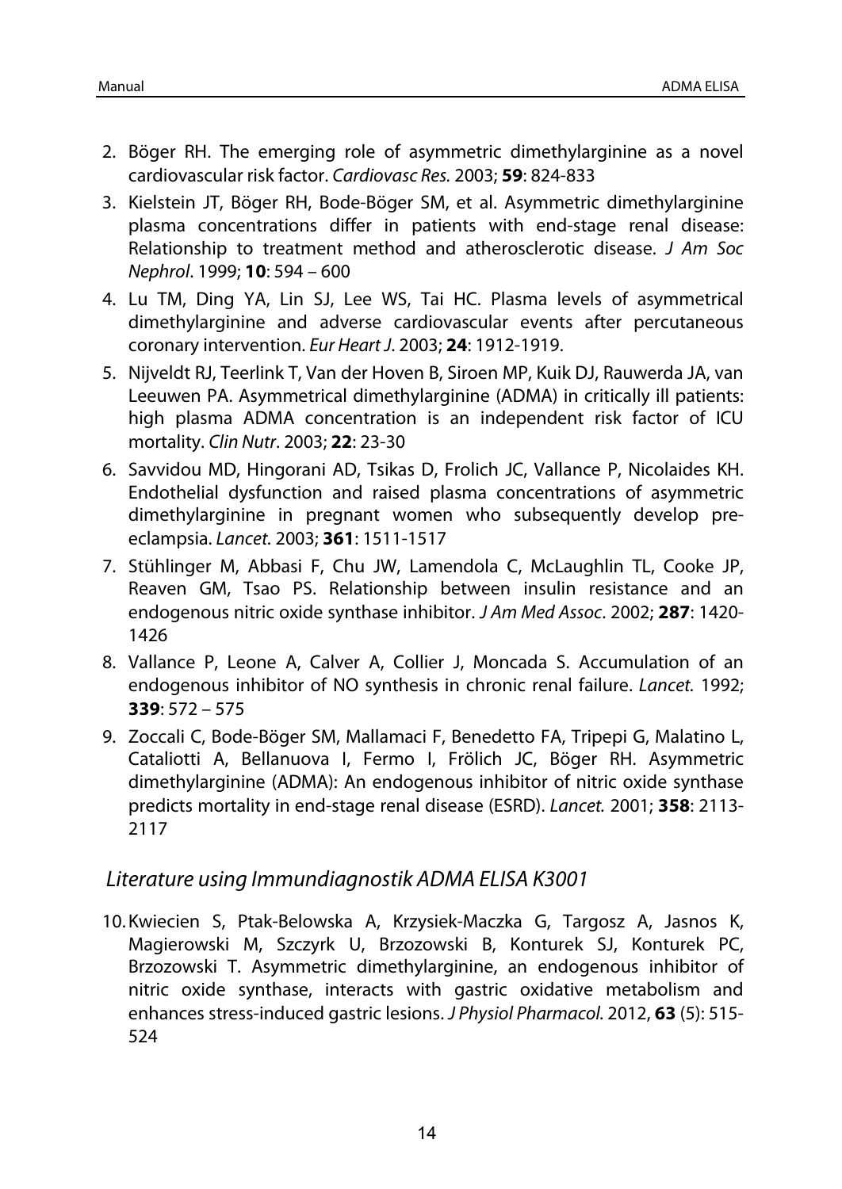2. Böger RH. The emerging role of asymmetric dimethylarginine as a novel cardiovascular risk factor. *Cardiovasc Res.* 2003; **59**: 824-833
3. Kielstein JT, Böger RH, Bode-Böger SM, et al. Asymmetric dimethylarginine plasma concentrations differ in patients with end-stage renal disease: Relationship to treatment method and atherosclerotic disease. *J Am Soc Nephrol*. 1999; **10**: 594 – 600
4. Lu TM, Ding YA, Lin SJ, Lee WS, Tai HC. Plasma levels of asymmetrical dimethylarginine and adverse cardiovascular events after percutaneous coronary intervention. *Eur Heart J*. 2003; **24**: 1912-1919.
5. Nijveldt RJ, Teerlink T, Van der Hoven B, Siroen MP, Kuik DJ, Rauwerda JA, van Leeuwen PA. Asymmetrical dimethylarginine (ADMA) in critically ill patients: high plasma ADMA concentration is an independent risk factor of ICU mortality. *Clin Nutr*. 2003; **22**: 23-30
6. Savvidou MD, Hingorani AD, Tsikas D, Frolich JC, Vallance P, Nicolaides KH. Endothelial dysfunction and raised plasma concentrations of asymmetric dimethylarginine in pregnant women who subsequently develop pre-eclampsia. *Lancet.* 2003; **361**: 1511-1517
7. Stühlinger M, Abbasi F, Chu JW, Lamendola C, McLaughlin TL, Cooke JP, Reaven GM, Tsao PS. Relationship between insulin resistance and an endogenous nitric oxide synthase inhibitor. *J Am Med Assoc*. 2002; **287**: 1420-1426
8. Vallance P, Leone A, Calver A, Collier J, Moncada S. Accumulation of an endogenous inhibitor of NO synthesis in chronic renal failure. *Lancet.* 1992; **339**: 572 – 575
9. Zoccali C, Bode-Böger SM, Mallamaci F, Benedetto FA, Tripepi G, Malatino L, Cataliotti A, Bellanuova I, Fermo I, Frölich JC, Böger RH. Asymmetric dimethylarginine (ADMA): An endogenous inhibitor of nitric oxide synthase predicts mortality in end-stage renal disease (ESRD). *Lancet.* 2001; **358**: 2113-2117

## *Literature using Immundiagnostik ADMA ELISA K3001*

10. Kwiecien S, Ptak-Belowska A, Krzysiek-Maczka G, Targosz A, Jasnos K, Magierowski M, Szczyrk U, Brzozowski B, Konturek SJ, Konturek PC, Brzozowski T. Asymmetric dimethylarginine, an endogenous inhibitor of nitric oxide synthase, interacts with gastric oxidative metabolism and enhances stress-induced gastric lesions. *J Physiol Pharmacol.* 2012, **63** (5): 515-524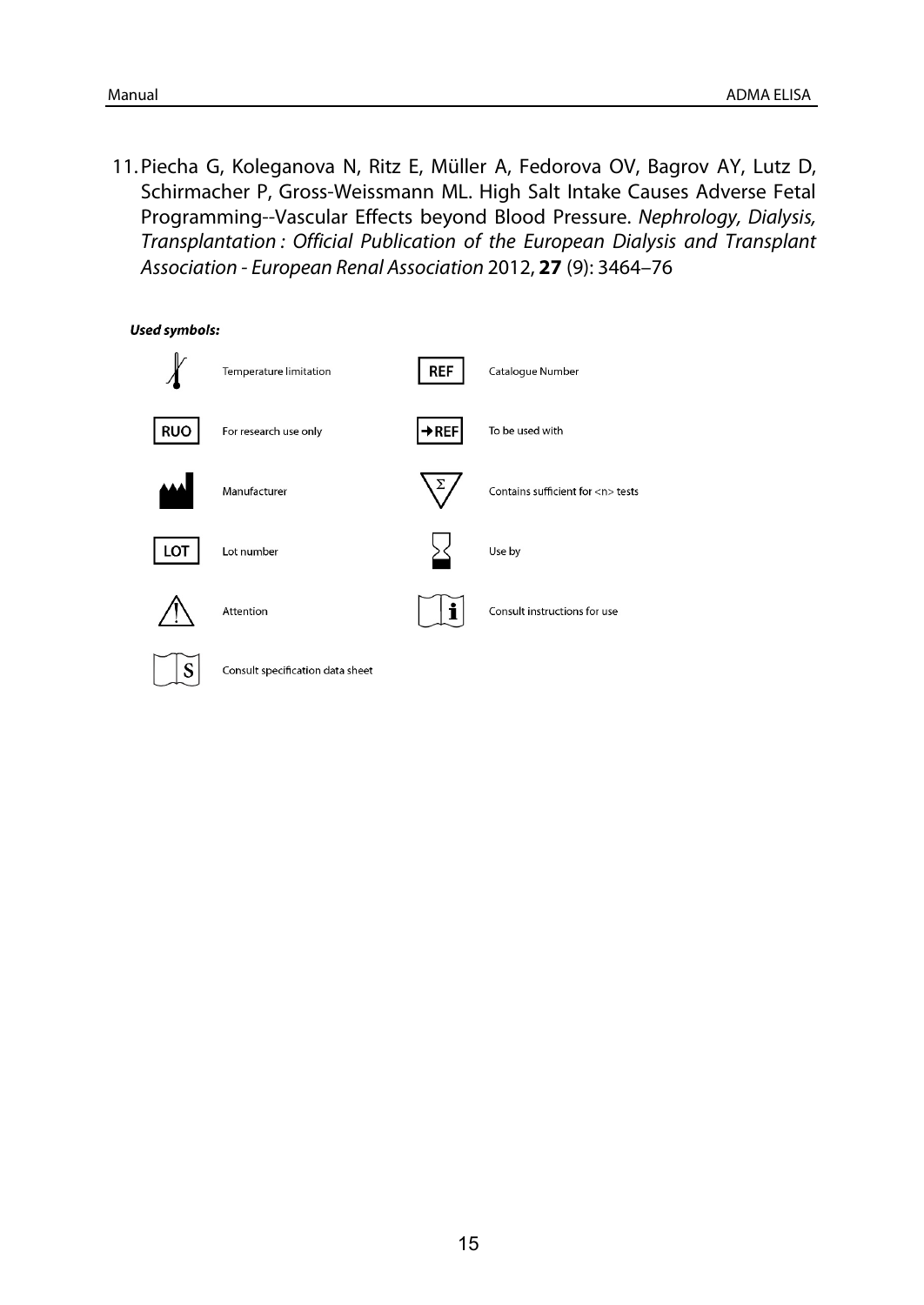11. Piecha G, Koleganova N, Ritz E, Müller A, Fedorova OV, Bagrov AY, Lutz D, Schirmacher P, Gross-Weissmann ML. High Salt Intake Causes Adverse Fetal Programming--Vascular Effects beyond Blood Pressure. *Nephrology, Dialysis, Transplantation : Official Publication of the European Dialysis and Transplant Association - European Renal Association* 2012, **27** (9): 3464–76

***Used symbols:***

| | | | |
|---|---|---|---|
| | Temperature limitation | REF | Catalogue Number |
| RUO | For research use only | →REF | To be used with |
| | Manufacturer | Σ | Contains sufficient for <n> tests |
| LOT | Lot number | | Use by |
| | Attention | i | Consult instructions for use |
| S | Consult specification data sheet | | |